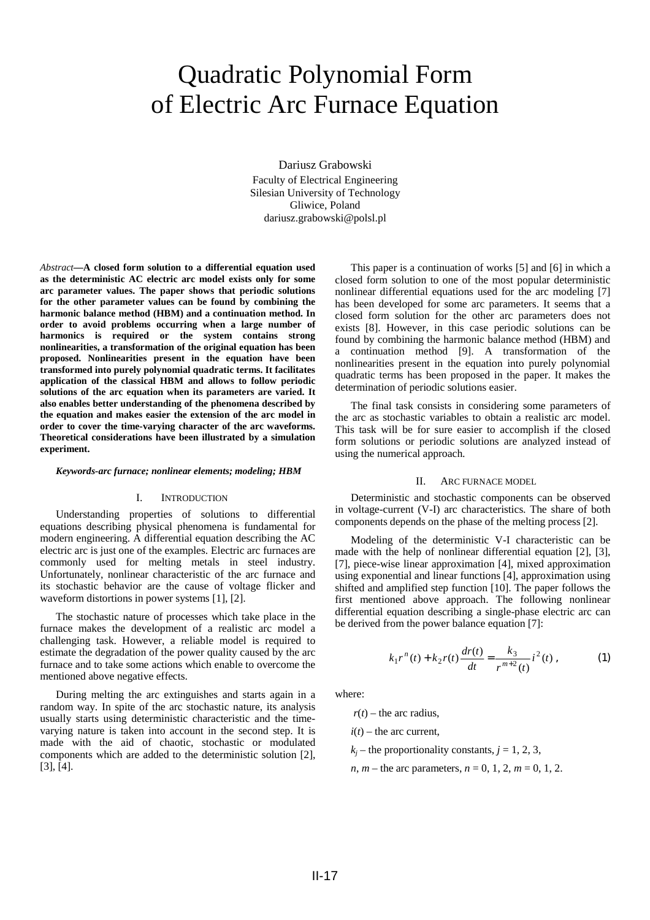# Quadratic Polynomial Form of Electric Arc Furnace Equation

Dariusz Grabowski
Faculty of Electrical Engineering
Silesian University of Technology
Gliwice, Poland
dariusz.grabowski@polsl.pl

*Abstract*—**A closed form solution to a differential equation used as the deterministic AC electric arc model exists only for some arc parameter values. The paper shows that periodic solutions for the other parameter values can be found by combining the harmonic balance method (HBM) and a continuation method. In order to avoid problems occurring when a large number of harmonics is required or the system contains strong nonlinearities, a transformation of the original equation has been proposed. Nonlinearities present in the equation have been transformed into purely polynomial quadratic terms. It facilitates application of the classical HBM and allows to follow periodic solutions of the arc equation when its parameters are varied. It also enables better understanding of the phenomena described by the equation and makes easier the extension of the arc model in order to cover the time-varying character of the arc waveforms. Theoretical considerations have been illustrated by a simulation experiment.**

***Keywords-arc furnace; nonlinear elements; modeling; HBM***

## I. Introduction

Understanding properties of solutions to differential equations describing physical phenomena is fundamental for modern engineering. A differential equation describing the AC electric arc is just one of the examples. Electric arc furnaces are commonly used for melting metals in steel industry. Unfortunately, nonlinear characteristic of the arc furnace and its stochastic behavior are the cause of voltage flicker and waveform distortions in power systems [1], [2].

The stochastic nature of processes which take place in the furnace makes the development of a realistic arc model a challenging task. However, a reliable model is required to estimate the degradation of the power quality caused by the arc furnace and to take some actions which enable to overcome the mentioned above negative effects.

During melting the arc extinguishes and starts again in a random way. In spite of the arc stochastic nature, its analysis usually starts using deterministic characteristic and the time-varying nature is taken into account in the second step. It is made with the aid of chaotic, stochastic or modulated components which are added to the deterministic solution [2], [3], [4].

This paper is a continuation of works [5] and [6] in which a closed form solution to one of the most popular deterministic nonlinear differential equations used for the arc modeling [7] has been developed for some arc parameters. It seems that a closed form solution for the other arc parameters does not exists [8]. However, in this case periodic solutions can be found by combining the harmonic balance method (HBM) and a continuation method [9]. A transformation of the nonlinearities present in the equation into purely polynomial quadratic terms has been proposed in the paper. It makes the determination of periodic solutions easier.

The final task consists in considering some parameters of the arc as stochastic variables to obtain a realistic arc model. This task will be for sure easier to accomplish if the closed form solutions or periodic solutions are analyzed instead of using the numerical approach.

## II. Arc Furnace Model

Deterministic and stochastic components can be observed in voltage-current (V-I) arc characteristics. The share of both components depends on the phase of the melting process [2].

Modeling of the deterministic V-I characteristic can be made with the help of nonlinear differential equation [2], [3], [7], piece-wise linear approximation [4], mixed approximation using exponential and linear functions [4], approximation using shifted and amplified step function [10]. The paper follows the first mentioned above approach. The following nonlinear differential equation describing a single-phase electric arc can be derived from the power balance equation [7]:

$$k_1 r^n(t) + k_2 r(t)\frac{dr(t)}{dt} = \frac{k_3}{r^{m+2}(t)} i^2(t)\,, \tag{1}$$

where:

$r(t)$ – the arc radius,

$i(t)$ – the arc current,

$k_j$ – the proportionality constants, $j = 1, 2, 3$,

$n, m$ – the arc parameters, $n = 0, 1, 2$, $m = 0, 1, 2$.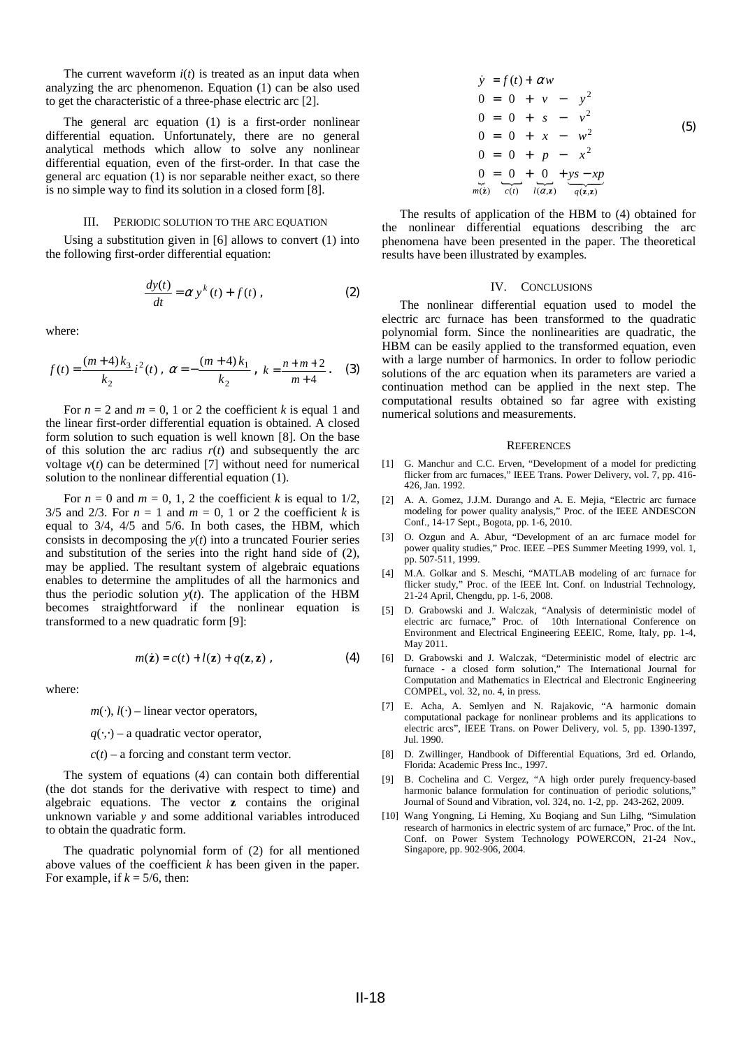The current waveform $i(t)$ is treated as an input data when analyzing the arc phenomenon. Equation (1) can be also used to get the characteristic of a three-phase electric arc [2].

The general arc equation (1) is a first-order nonlinear differential equation. Unfortunately, there are no general analytical methods which allow to solve any nonlinear differential equation, even of the first-order. In that case the general arc equation (1) is nor separable neither exact, so there is no simple way to find its solution in a closed form [8].

## III. Periodic Solution to the Arc Equation

Using a substitution given in [6] allows to convert (1) into the following first-order differential equation:

$$\frac{dy(t)}{dt} = \alpha\, y^k(t) + f(t)\,, \tag{2}$$

where:

$$f(t) = \frac{(m+4)k_3}{k_2} i^2(t)\,,\ \alpha = -\frac{(m+4)k_1}{k_2}\,,\ k = \frac{n+m+2}{m+4}\,. \tag{3}$$

For $n = 2$ and $m = 0$, 1 or 2 the coefficient $k$ is equal 1 and the linear first-order differential equation is obtained. A closed form solution to such equation is well known [8]. On the base of this solution the arc radius $r(t)$ and subsequently the arc voltage $v(t)$ can be determined [7] without need for numerical solution to the nonlinear differential equation (1).

For $n = 0$ and $m = 0$, 1, 2 the coefficient $k$ is equal to 1/2, 3/5 and 2/3. For $n = 1$ and $m = 0$, 1 or 2 the coefficient $k$ is equal to 3/4, 4/5 and 5/6. In both cases, the HBM, which consists in decomposing the $y(t)$ into a truncated Fourier series and substitution of the series into the right hand side of (2), may be applied. The resultant system of algebraic equations enables to determine the amplitudes of all the harmonics and thus the periodic solution $y(t)$. The application of the HBM becomes straightforward if the nonlinear equation is transformed to a new quadratic form [9]:

$$m(\dot{\mathbf{z}}) = c(t) + l(\mathbf{z}) + q(\mathbf{z},\mathbf{z})\,, \tag{4}$$

where:

$m(\cdot)$, $l(\cdot)$ – linear vector operators,

$q(\cdot,\cdot)$ – a quadratic vector operator,

$c(t)$ – a forcing and constant term vector.

The system of equations (4) can contain both differential (the dot stands for the derivative with respect to time) and algebraic equations. The vector $\mathbf{z}$ contains the original unknown variable $y$ and some additional variables introduced to obtain the quadratic form.

The quadratic polynomial form of (2) for all mentioned above values of the coefficient $k$ has been given in the paper. For example, if $k = 5/6$, then:

$$\begin{aligned}
\dot{y} &= f(t) + \alpha w \\
0 &= 0 + v - y^2 \\
0 &= 0 + s - v^2 \\
0 &= 0 + x - w^2 \\
0 &= 0 + p - x^2 \\
\underbrace{0}_{m(\dot{\mathbf{z}})} &= \underbrace{0}_{c(t)} + \underbrace{0}_{l(\alpha,\mathbf{z})} + \underbrace{ys - xp}_{q(\mathbf{z},\mathbf{z})}
\end{aligned} \tag{5}$$

The results of application of the HBM to (4) obtained for the nonlinear differential equations describing the arc phenomena have been presented in the paper. The theoretical results have been illustrated by examples.

## IV. Conclusions

The nonlinear differential equation used to model the electric arc furnace has been transformed to the quadratic polynomial form. Since the nonlinearities are quadratic, the HBM can be easily applied to the transformed equation, even with a large number of harmonics. In order to follow periodic solutions of the arc equation when its parameters are varied a continuation method can be applied in the next step. The computational results obtained so far agree with existing numerical solutions and measurements.

## References

[1] G. Manchur and C.C. Erven, "Development of a model for predicting flicker from arc furnaces," IEEE Trans. Power Delivery, vol. 7, pp. 416-426, Jan. 1992.

[2] A. A. Gomez, J.J.M. Durango and A. E. Mejia, "Electric arc furnace modeling for power quality analysis," Proc. of the IEEE ANDESCON Conf., 14-17 Sept., Bogota, pp. 1-6, 2010.

[3] O. Ozgun and A. Abur, "Development of an arc furnace model for power quality studies," Proc. IEEE –PES Summer Meeting 1999, vol. 1, pp. 507-511, 1999.

[4] M.A. Golkar and S. Meschi, "MATLAB modeling of arc furnace for flicker study," Proc. of the IEEE Int. Conf. on Industrial Technology, 21-24 April, Chengdu, pp. 1-6, 2008.

[5] D. Grabowski and J. Walczak, "Analysis of deterministic model of electric arc furnace," Proc. of 10th International Conference on Environment and Electrical Engineering EEEIC, Rome, Italy, pp. 1-4, May 2011.

[6] D. Grabowski and J. Walczak, "Deterministic model of electric arc furnace - a closed form solution," The International Journal for Computation and Mathematics in Electrical and Electronic Engineering COMPEL, vol. 32, no. 4, in press.

[7] E. Acha, A. Semlyen and N. Rajakovic, "A harmonic domain computational package for nonlinear problems and its applications to electric arcs", IEEE Trans. on Power Delivery, vol. 5, pp. 1390-1397, Jul. 1990.

[8] D. Zwillinger, Handbook of Differential Equations, 3rd ed. Orlando, Florida: Academic Press Inc., 1997.

[9] B. Cochelina and C. Vergez, "A high order purely frequency-based harmonic balance formulation for continuation of periodic solutions," Journal of Sound and Vibration, vol. 324, no. 1-2, pp. 243-262, 2009.

[10] Wang Yongning, Li Heming, Xu Boqiang and Sun Lilhg, "Simulation research of harmonics in electric system of arc furnace," Proc. of the Int. Conf. on Power System Technology POWERCON, 21-24 Nov., Singapore, pp. 902-906, 2004.